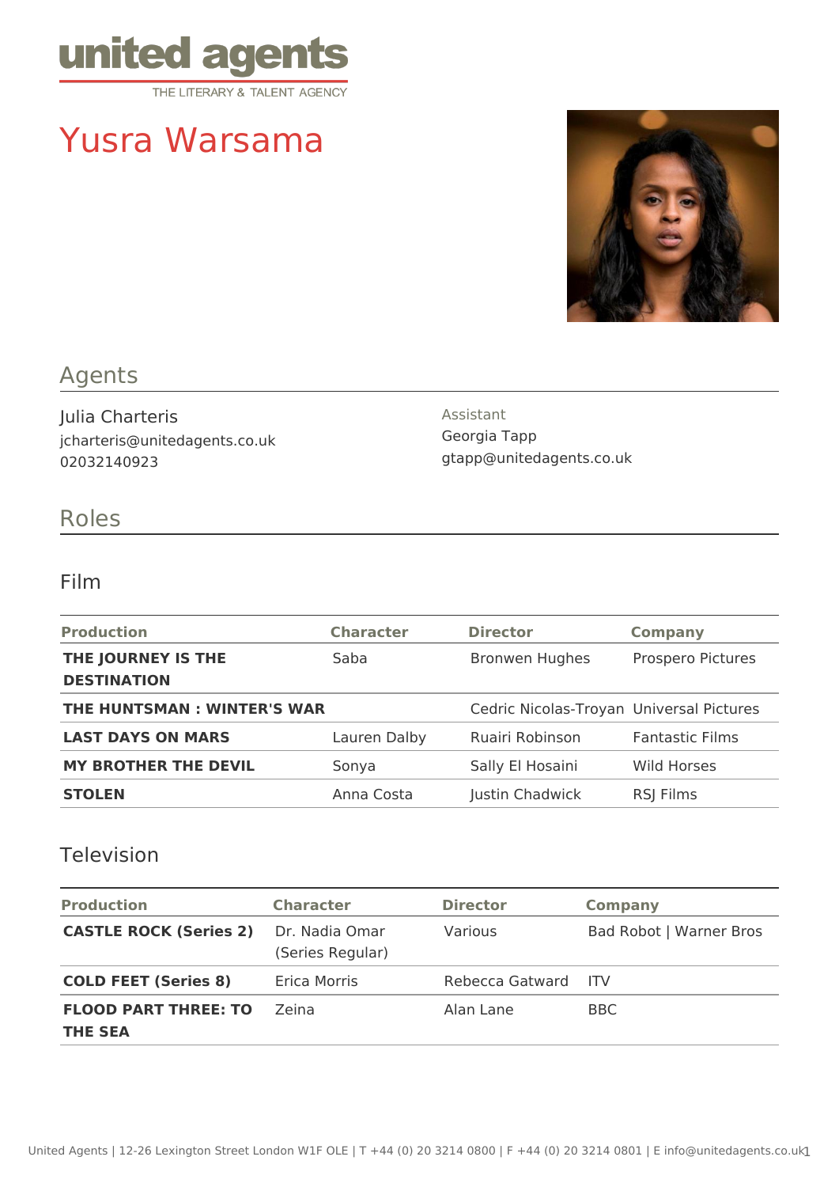united agents
THE LITERARY & TALENT AGENCY

# Yusra Warsama

## Agents

Julia Charteris
jcharteris@unitedagents.co.uk
02032140923

Assistant
Georgia Tapp
gtapp@unitedagents.co.uk

## Roles

### Film

| Production | Character | Director | Company |
| --- | --- | --- | --- |
| **THE JOURNEY IS THE DESTINATION** | Saba | Bronwen Hughes | Prospero Pictures |
| **THE HUNTSMAN : WINTER'S WAR** | | Cedric Nicolas-Troyan | Universal Pictures |
| **LAST DAYS ON MARS** | Lauren Dalby | Ruairi Robinson | Fantastic Films |
| **MY BROTHER THE DEVIL** | Sonya | Sally El Hosaini | Wild Horses |
| **STOLEN** | Anna Costa | Justin Chadwick | RSJ Films |

### Television

| Production | Character | Director | Company |
| --- | --- | --- | --- |
| **CASTLE ROCK (Series 2)** | Dr. Nadia Omar (Series Regular) | Various | Bad Robot \| Warner Bros |
| **COLD FEET (Series 8)** | Erica Morris | Rebecca Gatward | ITV |
| **FLOOD PART THREE: TO THE SEA** | Zeina | Alan Lane | BBC |

United Agents | 12-26 Lexington Street London W1F OLE | T +44 (0) 20 3214 0800 | F +44 (0) 20 3214 0801 | E info@unitedagents.co.uk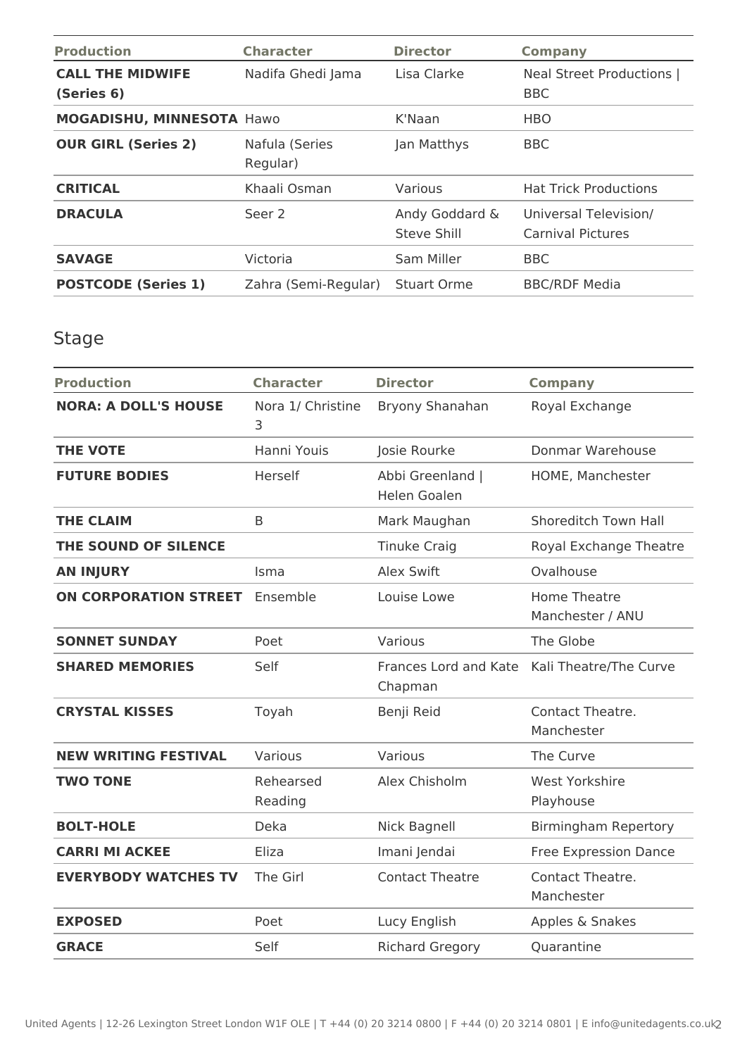| Production | Character | Director | Company |
| --- | --- | --- | --- |
| **CALL THE MIDWIFE (Series 6)** | Nadifa Ghedi Jama | Lisa Clarke | Neal Street Productions \| BBC |
| **MOGADISHU, MINNESOTA** | Hawo | K'Naan | HBO |
| **OUR GIRL (Series 2)** | Nafula (Series Regular) | Jan Matthys | BBC |
| **CRITICAL** | Khaali Osman | Various | Hat Trick Productions |
| **DRACULA** | Seer 2 | Andy Goddard & Steve Shill | Universal Television/ Carnival Pictures |
| **SAVAGE** | Victoria | Sam Miller | BBC |
| **POSTCODE (Series 1)** | Zahra (Semi-Regular) | Stuart Orme | BBC/RDF Media |

## Stage

| Production | Character | Director | Company |
| --- | --- | --- | --- |
| **NORA: A DOLL'S HOUSE** | Nora 1/ Christine 3 | Bryony Shanahan | Royal Exchange |
| **THE VOTE** | Hanni Youis | Josie Rourke | Donmar Warehouse |
| **FUTURE BODIES** | Herself | Abbi Greenland \| Helen Goalen | HOME, Manchester |
| **THE CLAIM** | B | Mark Maughan | Shoreditch Town Hall |
| **THE SOUND OF SILENCE** | | Tinuke Craig | Royal Exchange Theatre |
| **AN INJURY** | Isma | Alex Swift | Ovalhouse |
| **ON CORPORATION STREET** | Ensemble | Louise Lowe | Home Theatre Manchester / ANU |
| **SONNET SUNDAY** | Poet | Various | The Globe |
| **SHARED MEMORIES** | Self | Frances Lord and Kate Chapman | Kali Theatre/The Curve |
| **CRYSTAL KISSES** | Toyah | Benji Reid | Contact Theatre. Manchester |
| **NEW WRITING FESTIVAL** | Various | Various | The Curve |
| **TWO TONE** | Rehearsed Reading | Alex Chisholm | West Yorkshire Playhouse |
| **BOLT-HOLE** | Deka | Nick Bagnell | Birmingham Repertory |
| **CARRI MI ACKEE** | Eliza | Imani Jendai | Free Expression Dance |
| **EVERYBODY WATCHES TV** | The Girl | Contact Theatre | Contact Theatre. Manchester |
| **EXPOSED** | Poet | Lucy English | Apples & Snakes |
| **GRACE** | Self | Richard Gregory | Quarantine |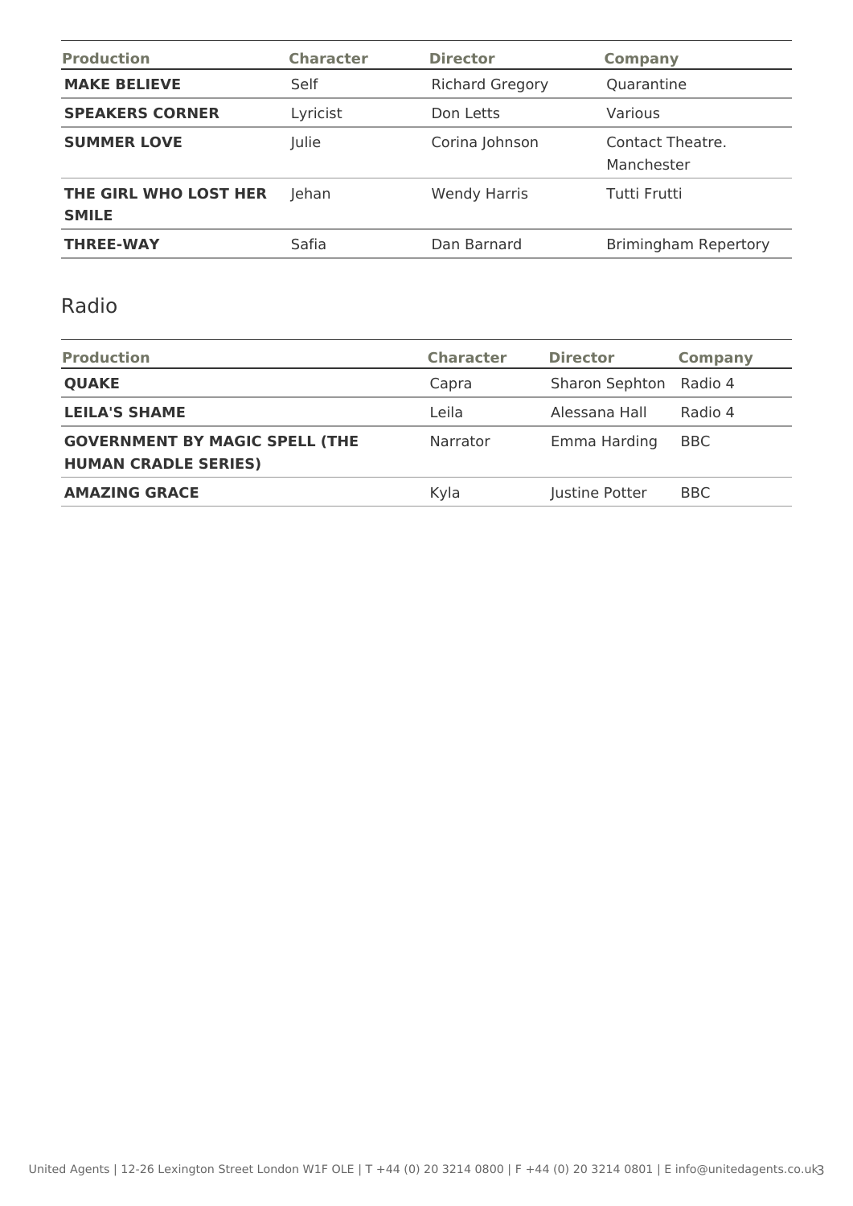| Production | Character | Director | Company |
| --- | --- | --- | --- |
| **MAKE BELIEVE** | Self | Richard Gregory | Quarantine |
| **SPEAKERS CORNER** | Lyricist | Don Letts | Various |
| **SUMMER LOVE** | Julie | Corina Johnson | Contact Theatre. Manchester |
| **THE GIRL WHO LOST HER SMILE** | Jehan | Wendy Harris | Tutti Frutti |
| **THREE-WAY** | Safia | Dan Barnard | Brimingham Repertory |

## Radio

| Production | Character | Director | Company |
| --- | --- | --- | --- |
| **QUAKE** | Capra | Sharon Sephton | Radio 4 |
| **LEILA'S SHAME** | Leila | Alessana Hall | Radio 4 |
| **GOVERNMENT BY MAGIC SPELL (THE HUMAN CRADLE SERIES)** | Narrator | Emma Harding | BBC |
| **AMAZING GRACE** | Kyla | Justine Potter | BBC |